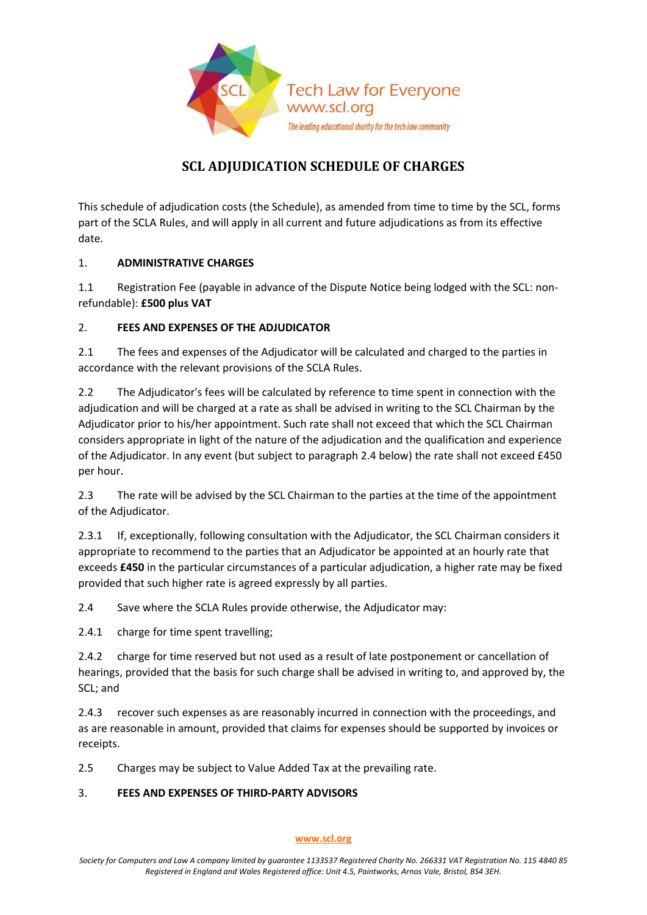Tech Law for Everyone
www.scl.org
*The leading educational charity for the tech law community*

# SCL ADJUDICATION SCHEDULE OF CHARGES

This schedule of adjudication costs (the Schedule), as amended from time to time by the SCL, forms part of the SCLA Rules, and will apply in all current and future adjudications as from its effective date.

## 1. ADMINISTRATIVE CHARGES

1.1 Registration Fee (payable in advance of the Dispute Notice being lodged with the SCL: non-refundable): **£500 plus VAT**

## 2. FEES AND EXPENSES OF THE ADJUDICATOR

2.1 The fees and expenses of the Adjudicator will be calculated and charged to the parties in accordance with the relevant provisions of the SCLA Rules.

2.2 The Adjudicator's fees will be calculated by reference to time spent in connection with the adjudication and will be charged at a rate as shall be advised in writing to the SCL Chairman by the Adjudicator prior to his/her appointment. Such rate shall not exceed that which the SCL Chairman considers appropriate in light of the nature of the adjudication and the qualification and experience of the Adjudicator. In any event (but subject to paragraph 2.4 below) the rate shall not exceed £450 per hour.

2.3 The rate will be advised by the SCL Chairman to the parties at the time of the appointment of the Adjudicator.

2.3.1 If, exceptionally, following consultation with the Adjudicator, the SCL Chairman considers it appropriate to recommend to the parties that an Adjudicator be appointed at an hourly rate that exceeds **£450** in the particular circumstances of a particular adjudication, a higher rate may be fixed provided that such higher rate is agreed expressly by all parties.

2.4 Save where the SCLA Rules provide otherwise, the Adjudicator may:

2.4.1 charge for time spent travelling;

2.4.2 charge for time reserved but not used as a result of late postponement or cancellation of hearings, provided that the basis for such charge shall be advised in writing to, and approved by, the SCL; and

2.4.3 recover such expenses as are reasonably incurred in connection with the proceedings, and as are reasonable in amount, provided that claims for expenses should be supported by invoices or receipts.

2.5 Charges may be subject to Value Added Tax at the prevailing rate.

## 3. FEES AND EXPENSES OF THIRD-PARTY ADVISORS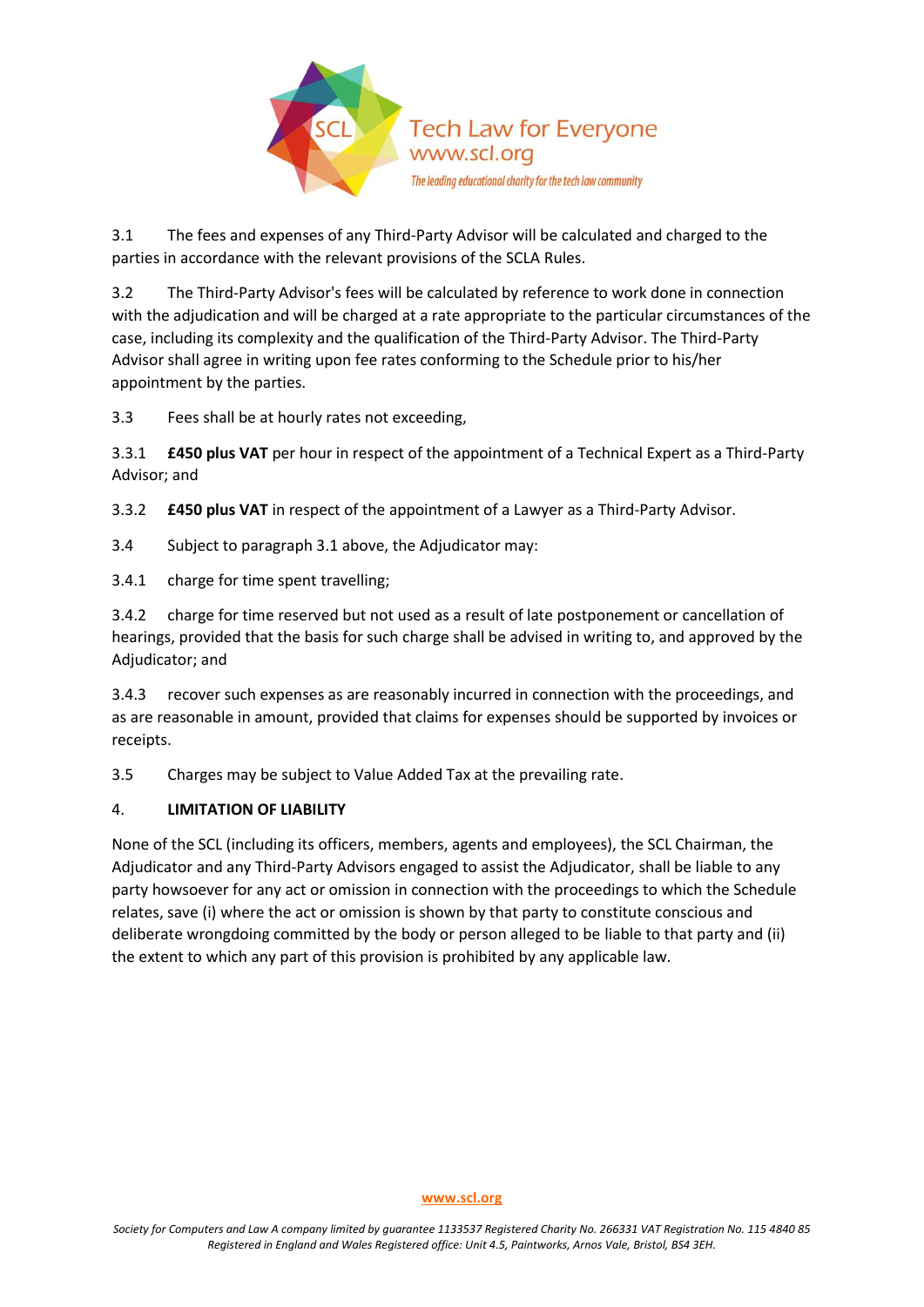3.1 The fees and expenses of any Third-Party Advisor will be calculated and charged to the parties in accordance with the relevant provisions of the SCLA Rules.

3.2 The Third-Party Advisor's fees will be calculated by reference to work done in connection with the adjudication and will be charged at a rate appropriate to the particular circumstances of the case, including its complexity and the qualification of the Third-Party Advisor. The Third-Party Advisor shall agree in writing upon fee rates conforming to the Schedule prior to his/her appointment by the parties.

3.3 Fees shall be at hourly rates not exceeding,

3.3.1 **£450 plus VAT** per hour in respect of the appointment of a Technical Expert as a Third-Party Advisor; and

3.3.2 **£450 plus VAT** in respect of the appointment of a Lawyer as a Third-Party Advisor.

3.4 Subject to paragraph 3.1 above, the Adjudicator may:

3.4.1 charge for time spent travelling;

3.4.2 charge for time reserved but not used as a result of late postponement or cancellation of hearings, provided that the basis for such charge shall be advised in writing to, and approved by the Adjudicator; and

3.4.3 recover such expenses as are reasonably incurred in connection with the proceedings, and as are reasonable in amount, provided that claims for expenses should be supported by invoices or receipts.

3.5 Charges may be subject to Value Added Tax at the prevailing rate.

## 4. LIMITATION OF LIABILITY

None of the SCL (including its officers, members, agents and employees), the SCL Chairman, the Adjudicator and any Third-Party Advisors engaged to assist the Adjudicator, shall be liable to any party howsoever for any act or omission in connection with the proceedings to which the Schedule relates, save (i) where the act or omission is shown by that party to constitute conscious and deliberate wrongdoing committed by the body or person alleged to be liable to that party and (ii) the extent to which any part of this provision is prohibited by any applicable law.